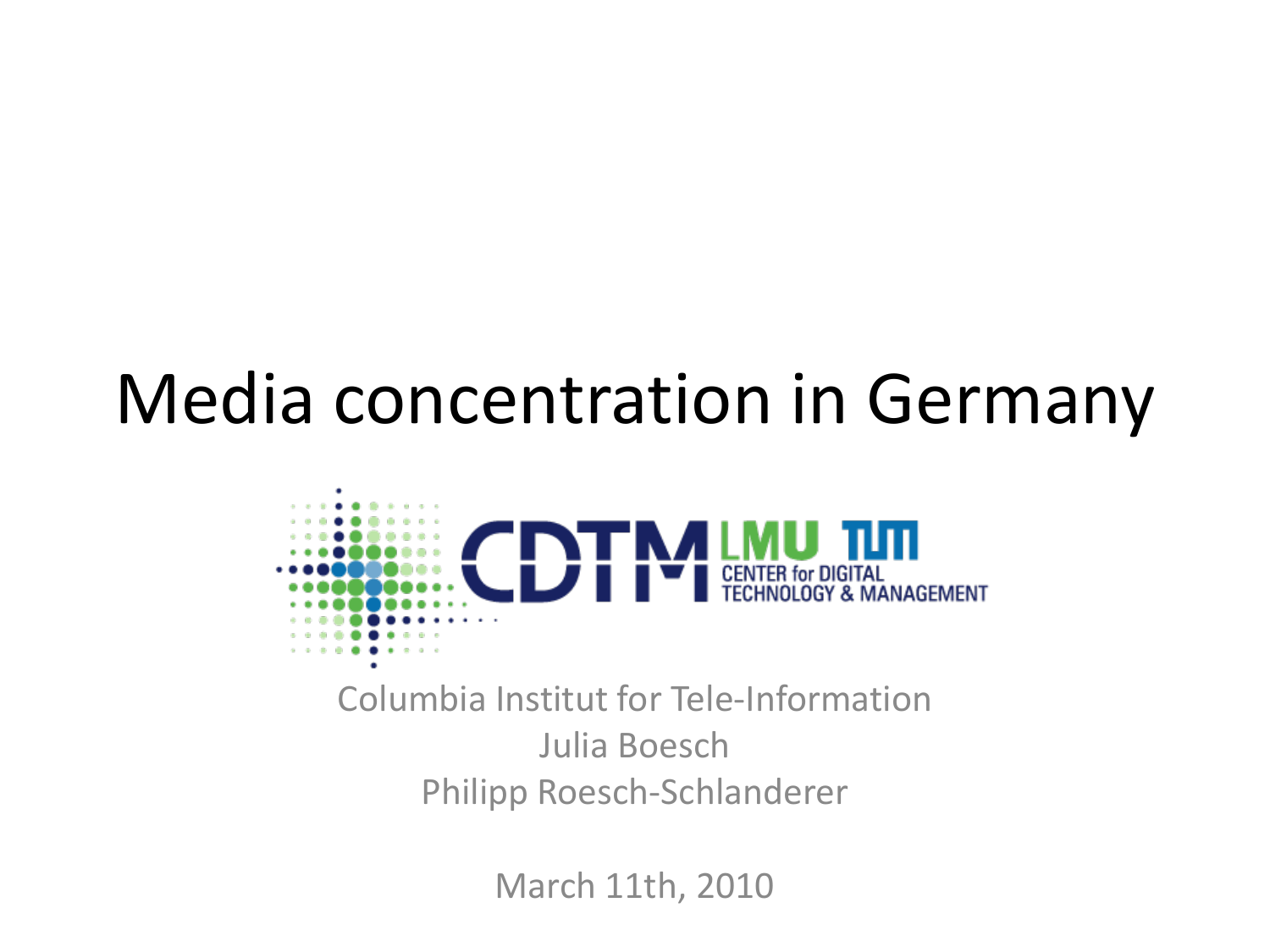# Media concentration in Germany

CDTM LMU TUM CENTER for DIGITAL TECHNOLOGY & MANAGEMENT

Columbia Institut for Tele-Information
Julia Boesch
Philipp Roesch-Schlanderer

March 11th, 2010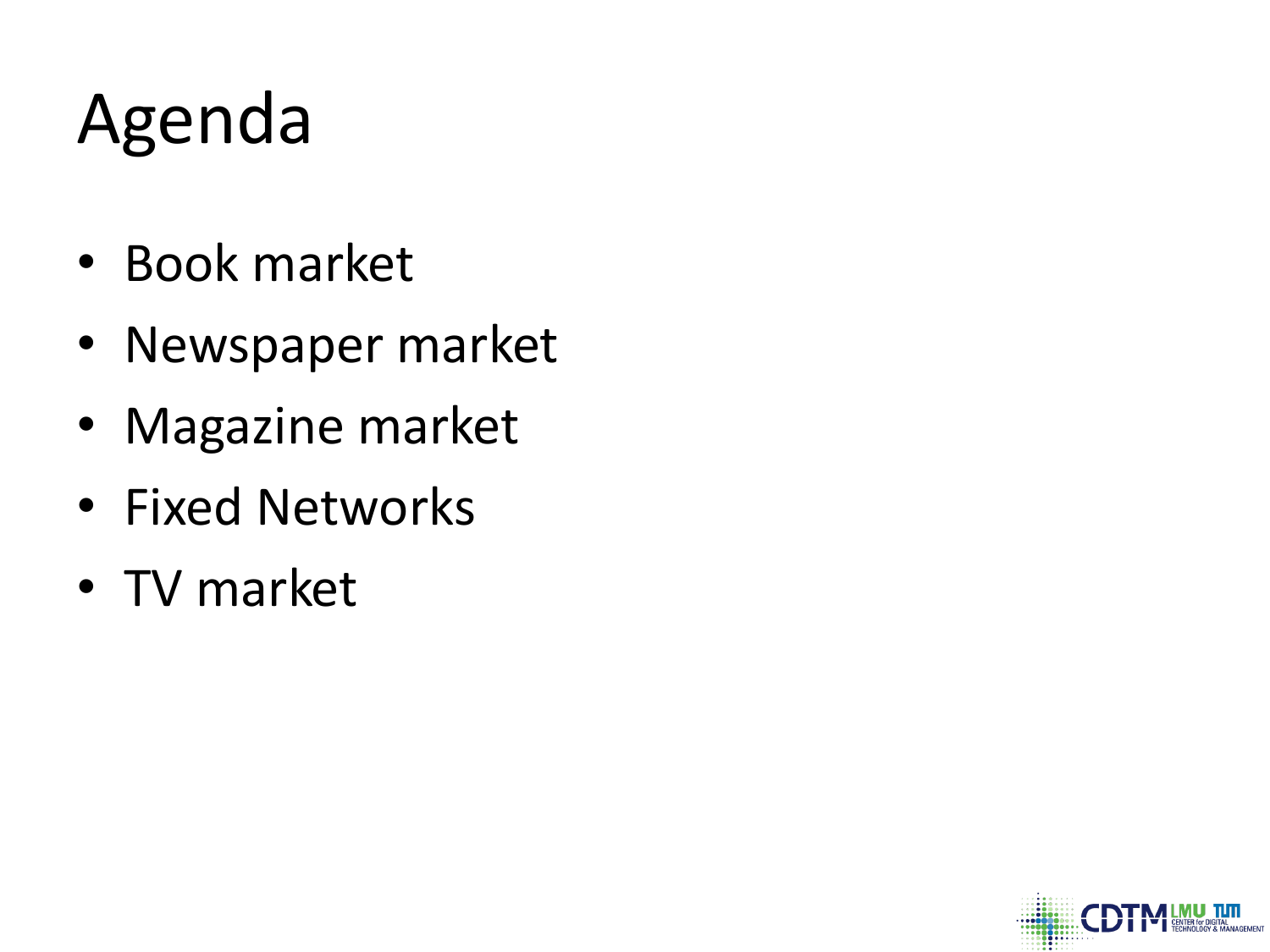# Agenda

- Book market
- Newspaper market
- Magazine market
- Fixed Networks
- TV market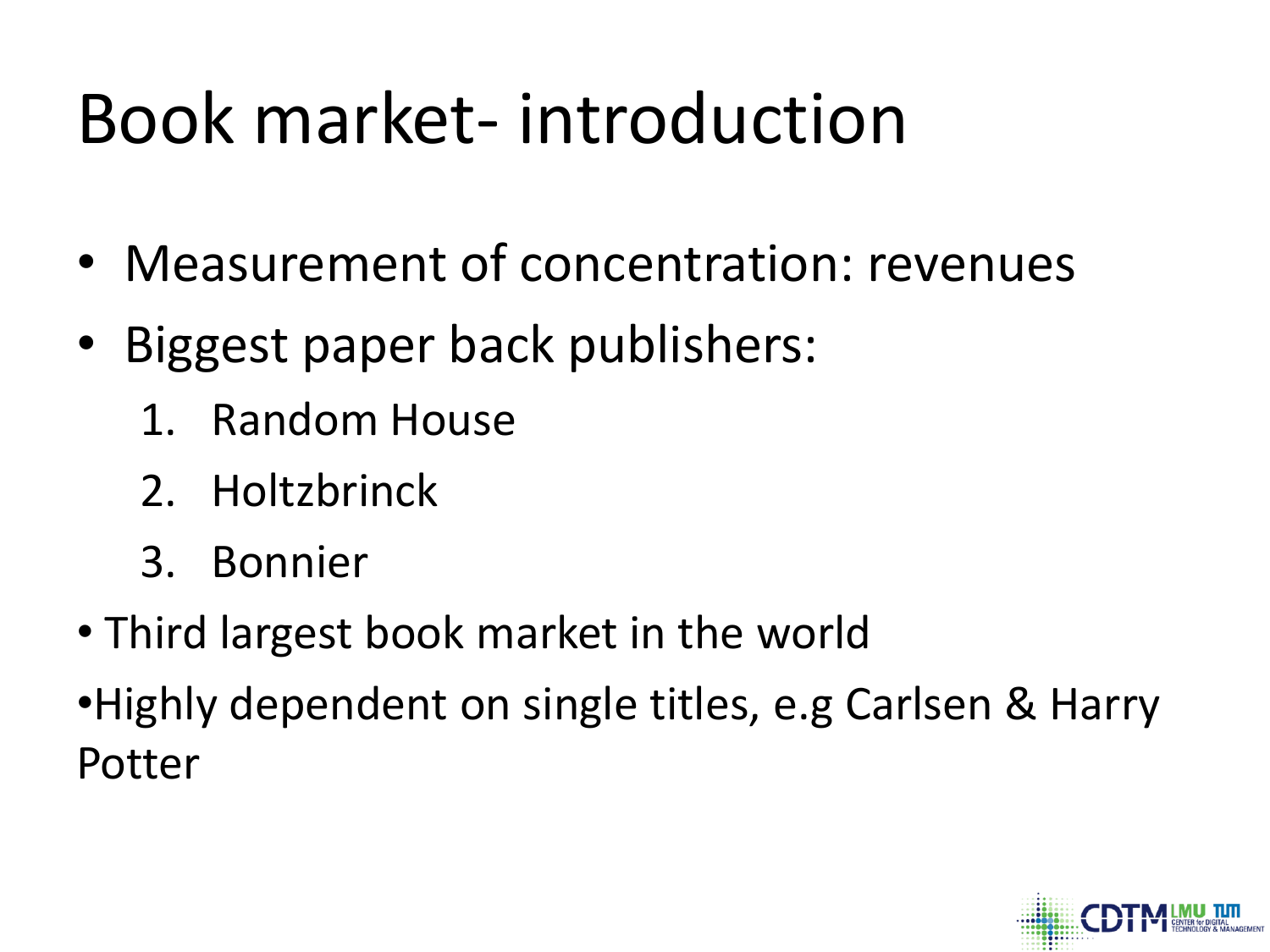# Book market- introduction

- Measurement of concentration: revenues
- Biggest paper back publishers:
  1. Random House
  2. Holtzbrinck
  3. Bonnier
- Third largest book market in the world
- Highly dependent on single titles, e.g Carlsen & Harry Potter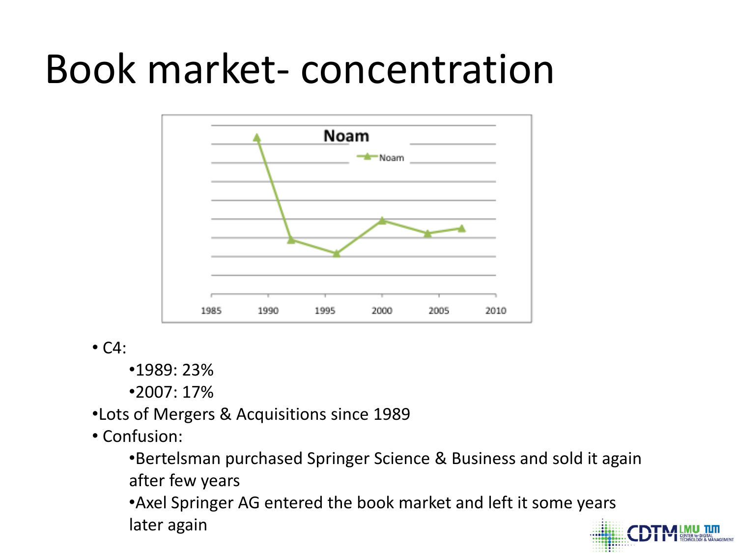# Book market- concentration

- C4:
  - 1989: 23%
  - 2007: 17%
- Lots of Mergers & Acquisitions since 1989
- Confusion:
  - Bertelsman purchased Springer Science & Business and sold it again after few years
  - Axel Springer AG entered the book market and left it some years later again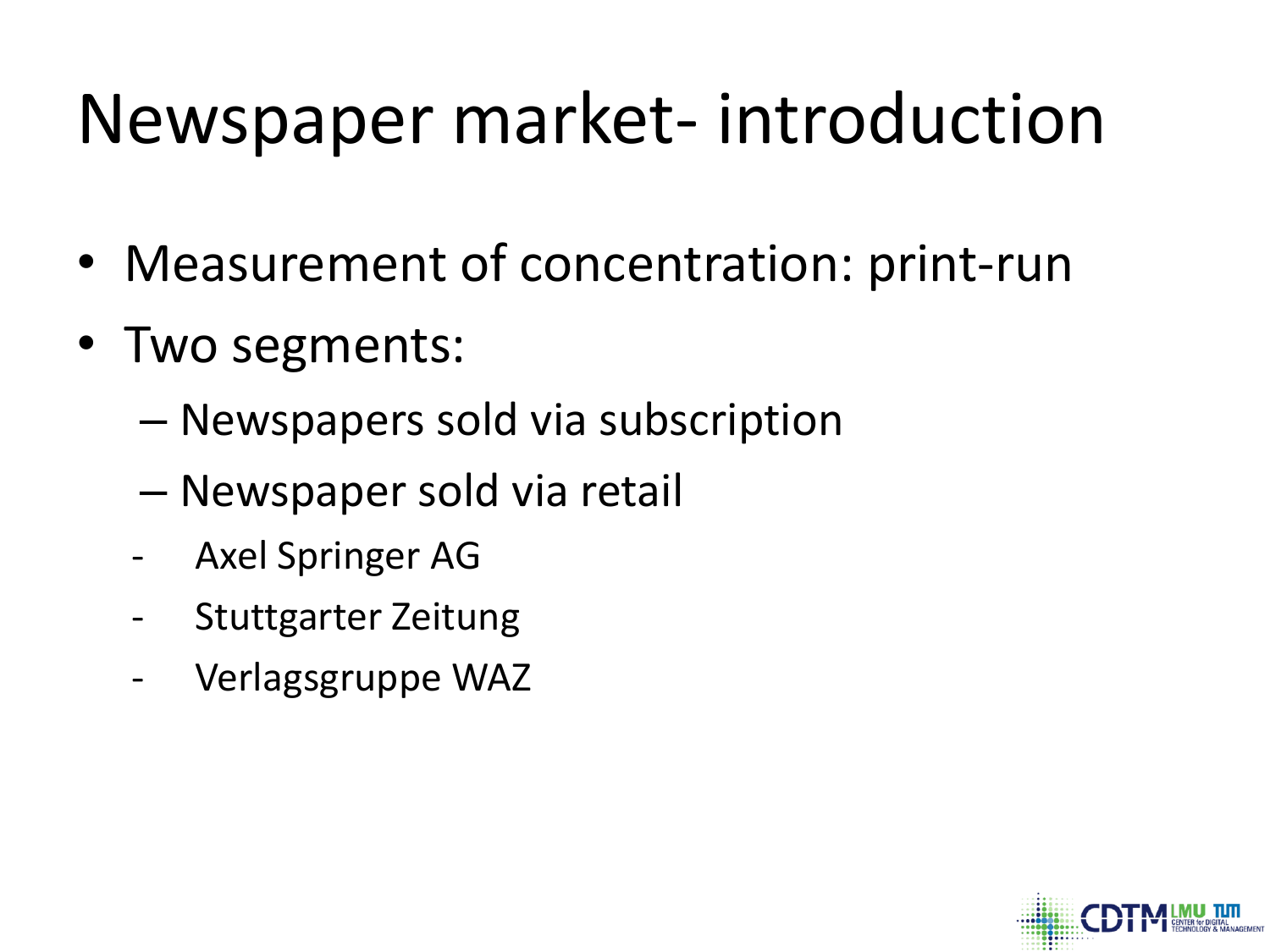# Newspaper market- introduction

- Measurement of concentration: print-run
- Two segments:
  - Newspapers sold via subscription
  - Newspaper sold via retail
  - Axel Springer AG
  - Stuttgarter Zeitung
  - Verlagsgruppe WAZ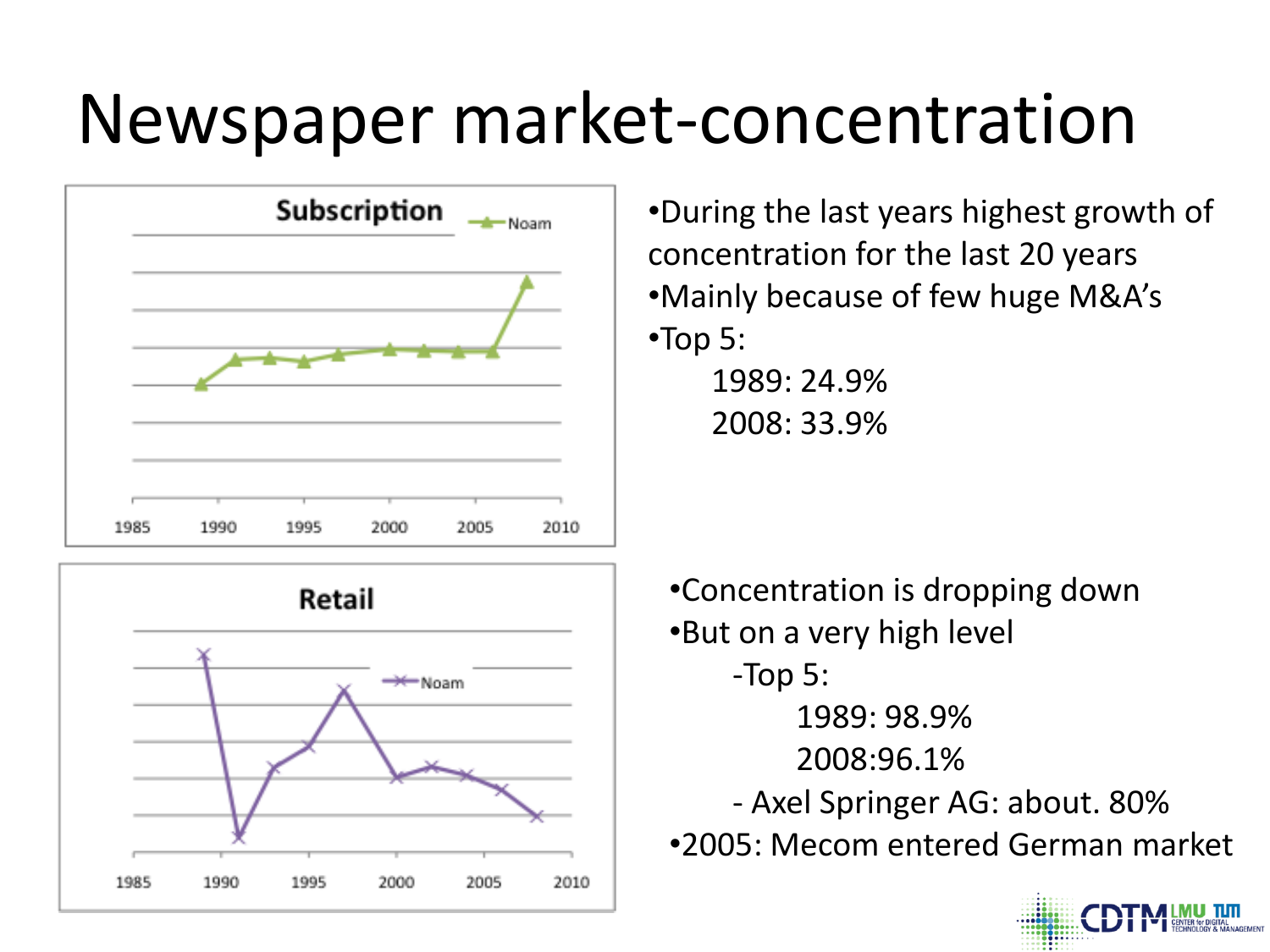# Newspaper market-concentration

**Subscription**

- During the last years highest growth of concentration for the last 20 years
- Mainly because of few huge M&A's
- Top 5:
  - 1989: 24.9%
  - 2008: 33.9%

**Retail**

- Concentration is dropping down
- But on a very high level
  - Top 5:
    - 1989: 98.9%
    - 2008:96.1%
  - Axel Springer AG: about. 80%
- 2005: Mecom entered German market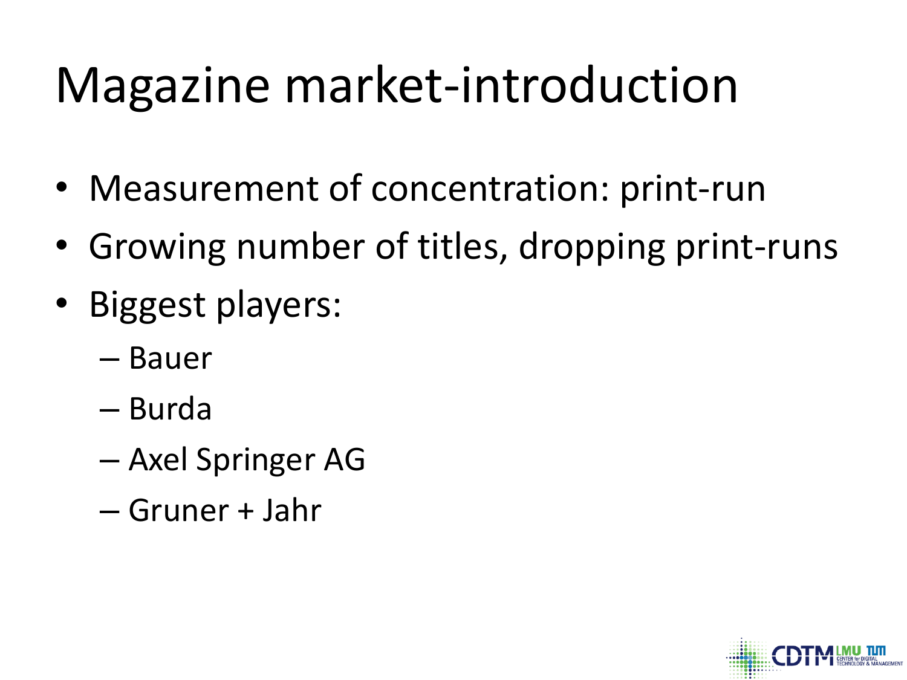# Magazine market-introduction

- Measurement of concentration: print-run
- Growing number of titles, dropping print-runs
- Biggest players:
  - Bauer
  - Burda
  - Axel Springer AG
  - Gruner + Jahr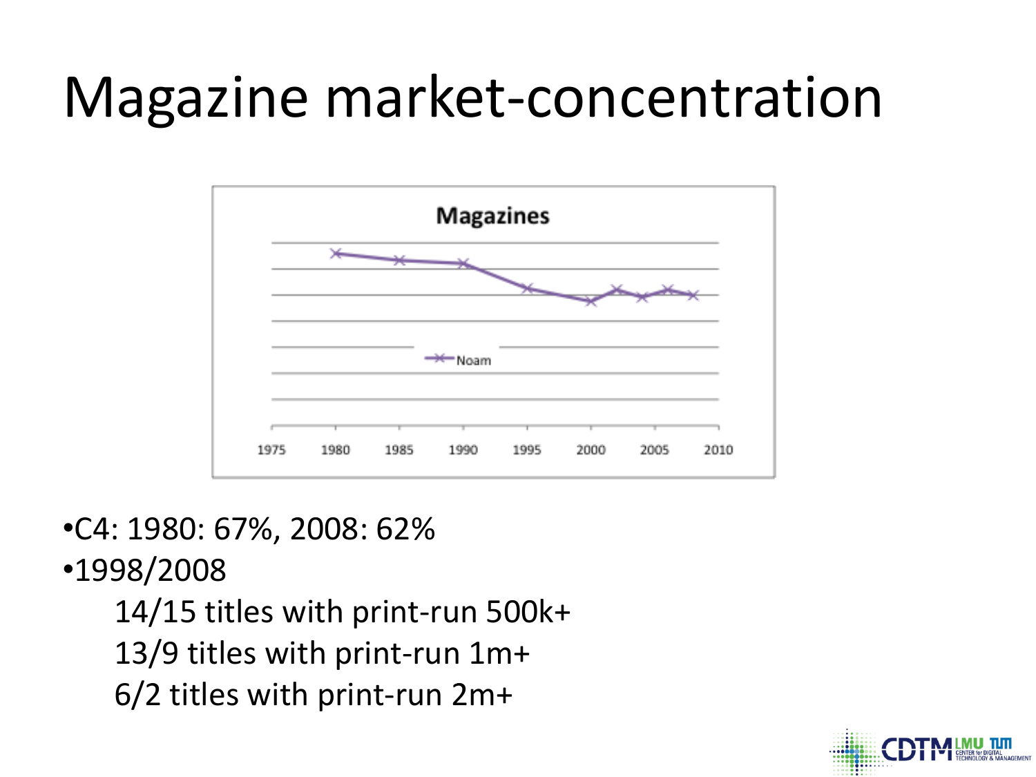# Magazine market-concentration

- C4: 1980: 67%, 2008: 62%
- 1998/2008
  - 14/15 titles with print-run 500k+
  - 13/9 titles with print-run 1m+
  - 6/2 titles with print-run 2m+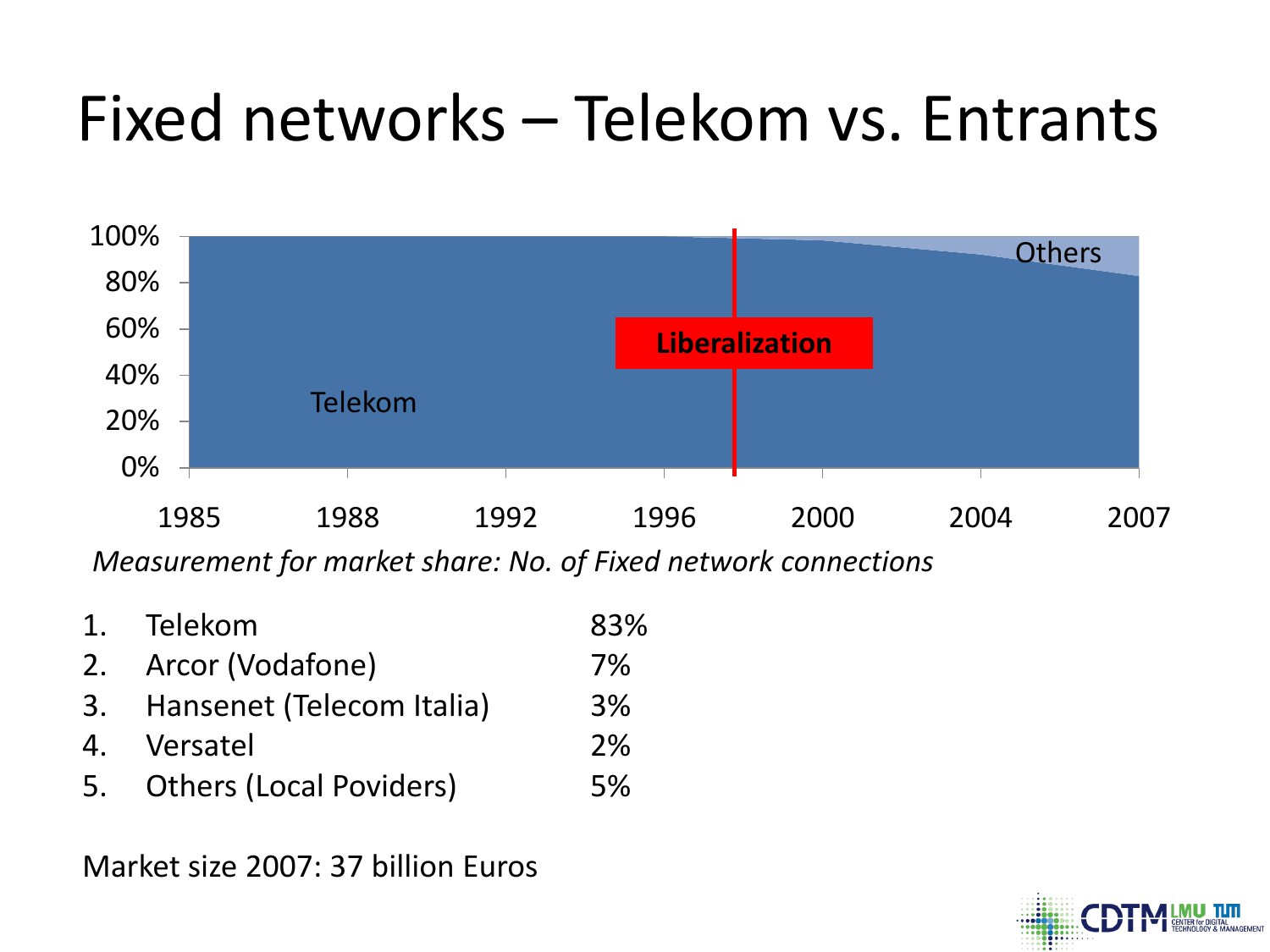# Fixed networks – Telekom vs. Entrants

*Measurement for market share: No. of Fixed network connections*

1. Telekom 83%
2. Arcor (Vodafone) 7%
3. Hansenet (Telecom Italia) 3%
4. Versatel 2%
5. Others (Local Poviders) 5%

Market size 2007: 37 billion Euros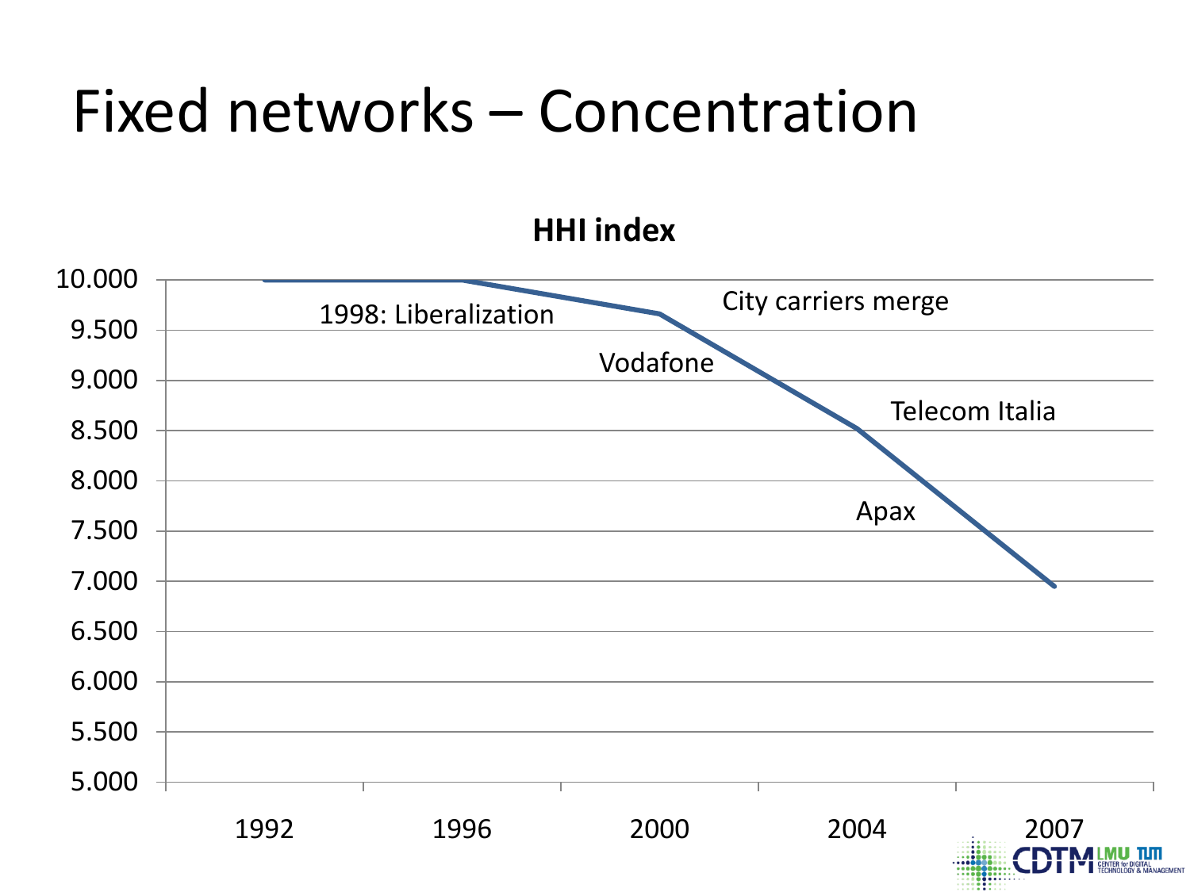# Fixed networks – Concentration

**HHI index**

1998: Liberalization

City carriers merge

Vodafone

Telecom Italia

Apax

| Year | HHI index (approx.) |
|---|---|
| 1992 | 10.000 |
| 1996 | 10.000 |
| 2000 | 9.650 |
| 2004 | 8.500 |
| 2007 | 6.950 |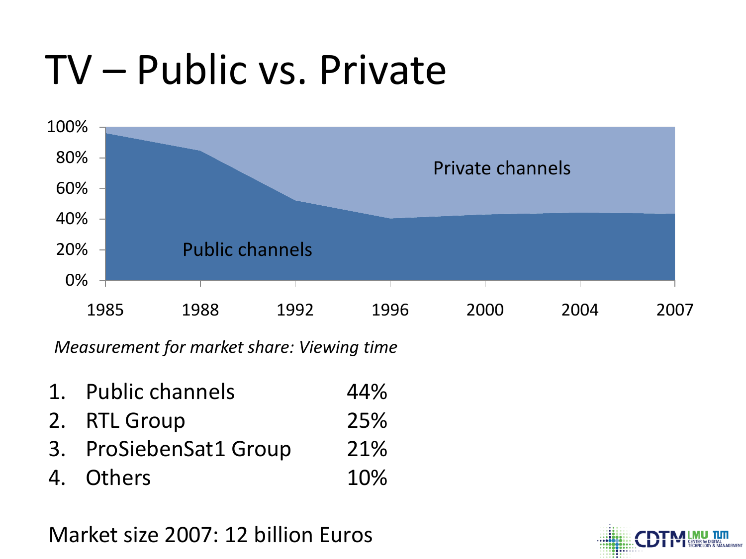# TV – Public vs. Private

*Measurement for market share: Viewing time*

1. Public channels 44%
2. RTL Group 25%
3. ProSiebenSat1 Group 21%
4. Others 10%

Market size 2007: 12 billion Euros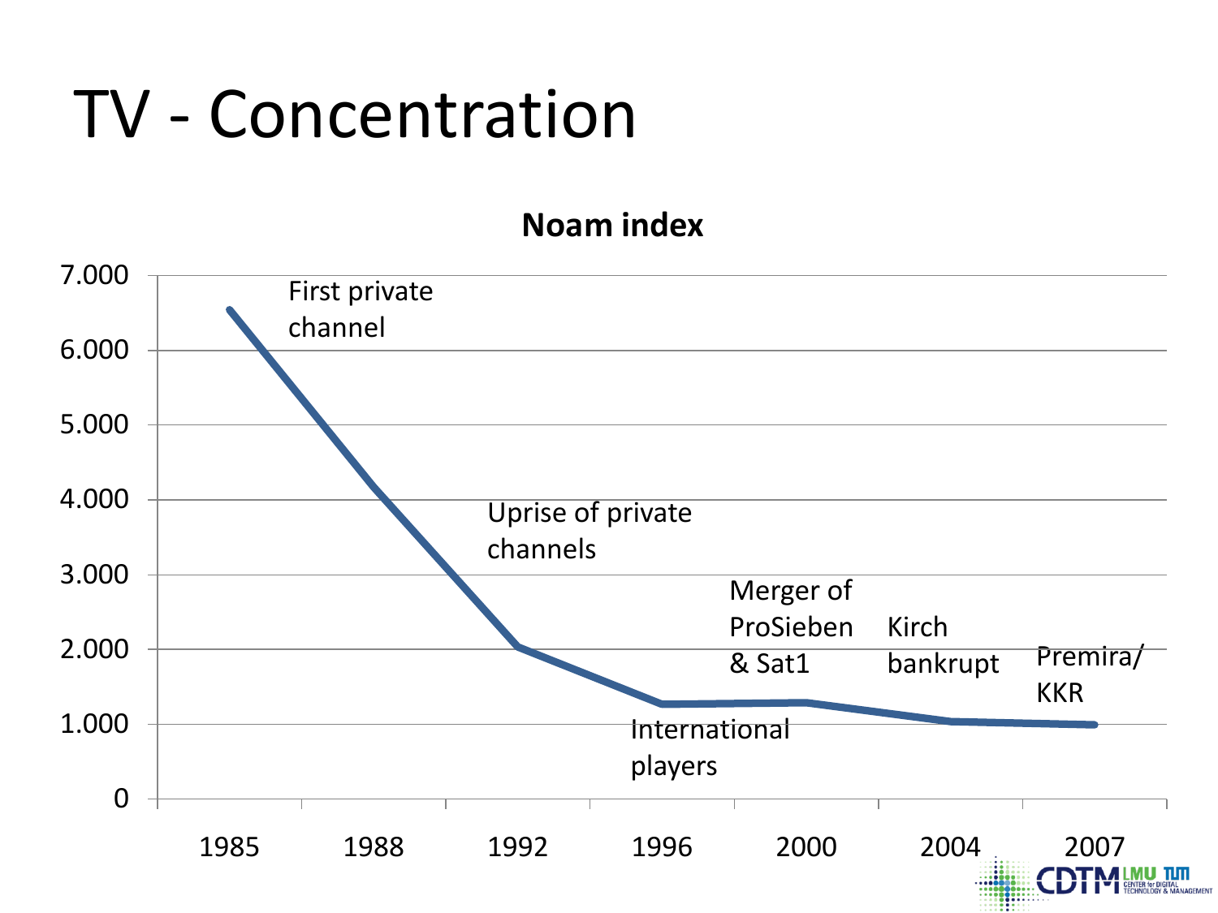# TV - Concentration

**Noam index**

- 1985: First private channel
- 1992: Uprise of private channels
- 1996: International players
- 2000: Merger of ProSieben & Sat1
- 2004: Kirch bankrupt
- 2007: Premira/ KKR

Y-axis: 0 – 7.000

X-axis: 1985, 1988, 1992, 1996, 2000, 2004, 2007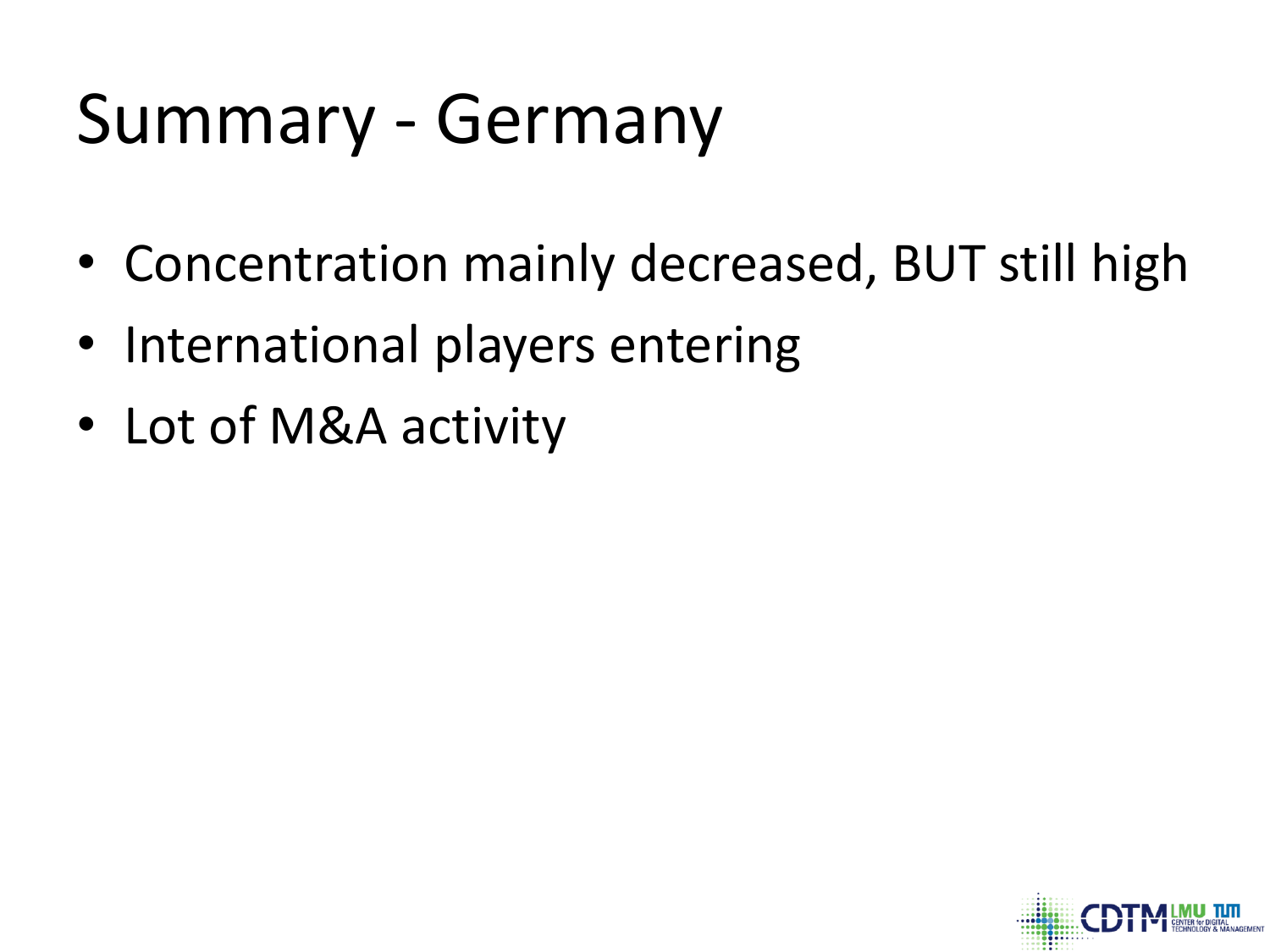# Summary - Germany

- Concentration mainly decreased, BUT still high
- International players entering
- Lot of M&A activity